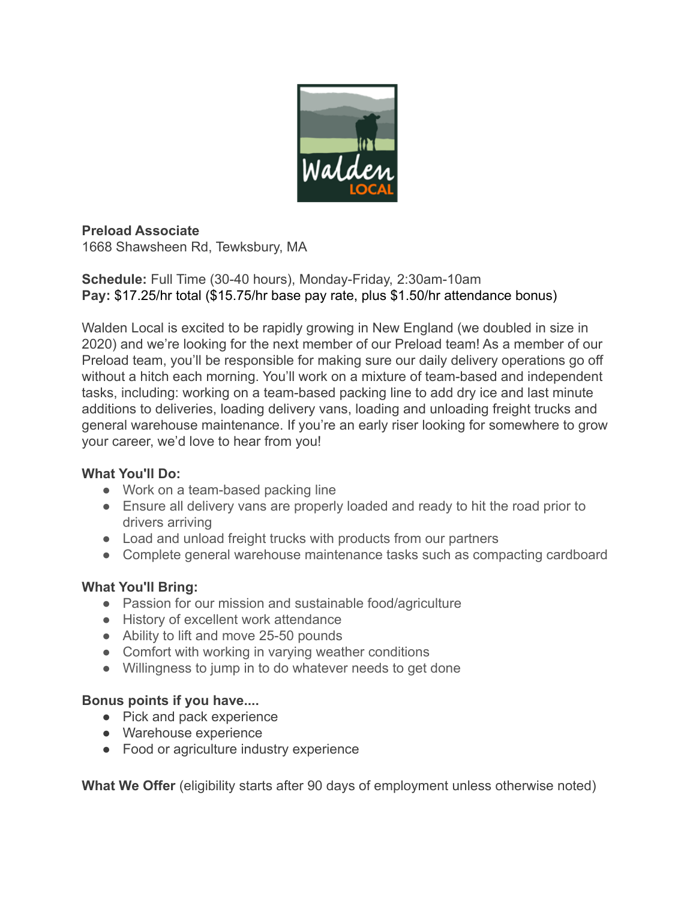**Preload Associate**
1668 Shawsheen Rd, Tewksbury, MA

**Schedule:** Full Time (30-40 hours), Monday-Friday, 2:30am-10am
**Pay:** $17.25/hr total ($15.75/hr base pay rate, plus $1.50/hr attendance bonus)

Walden Local is excited to be rapidly growing in New England (we doubled in size in 2020) and we're looking for the next member of our Preload team! As a member of our Preload team, you'll be responsible for making sure our daily delivery operations go off without a hitch each morning. You'll work on a mixture of team-based and independent tasks, including: working on a team-based packing line to add dry ice and last minute additions to deliveries, loading delivery vans, loading and unloading freight trucks and general warehouse maintenance. If you're an early riser looking for somewhere to grow your career, we'd love to hear from you!

**What You'll Do:**

- Work on a team-based packing line
- Ensure all delivery vans are properly loaded and ready to hit the road prior to drivers arriving
- Load and unload freight trucks with products from our partners
- Complete general warehouse maintenance tasks such as compacting cardboard

**What You'll Bring:**

- Passion for our mission and sustainable food/agriculture
- History of excellent work attendance
- Ability to lift and move 25-50 pounds
- Comfort with working in varying weather conditions
- Willingness to jump in to do whatever needs to get done

**Bonus points if you have....**

- Pick and pack experience
- Warehouse experience
- Food or agriculture industry experience

**What We Offer** (eligibility starts after 90 days of employment unless otherwise noted)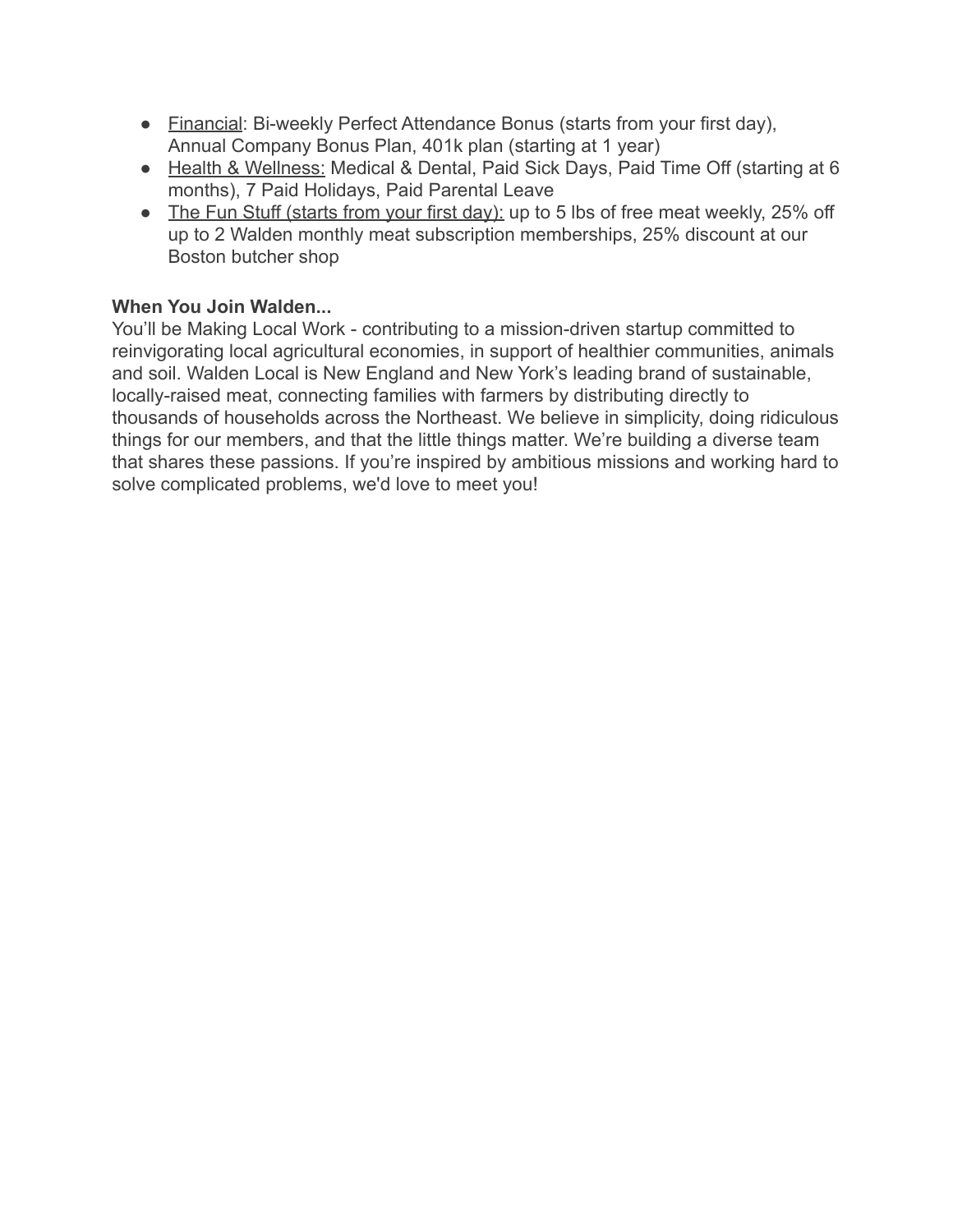- Financial: Bi-weekly Perfect Attendance Bonus (starts from your first day), Annual Company Bonus Plan, 401k plan (starting at 1 year)
- Health & Wellness: Medical & Dental, Paid Sick Days, Paid Time Off (starting at 6 months), 7 Paid Holidays, Paid Parental Leave
- The Fun Stuff (starts from your first day): up to 5 lbs of free meat weekly, 25% off up to 2 Walden monthly meat subscription memberships, 25% discount at our Boston butcher shop

**When You Join Walden...**

You'll be Making Local Work - contributing to a mission-driven startup committed to reinvigorating local agricultural economies, in support of healthier communities, animals and soil. Walden Local is New England and New York's leading brand of sustainable, locally-raised meat, connecting families with farmers by distributing directly to thousands of households across the Northeast. We believe in simplicity, doing ridiculous things for our members, and that the little things matter. We're building a diverse team that shares these passions. If you're inspired by ambitious missions and working hard to solve complicated problems, we'd love to meet you!